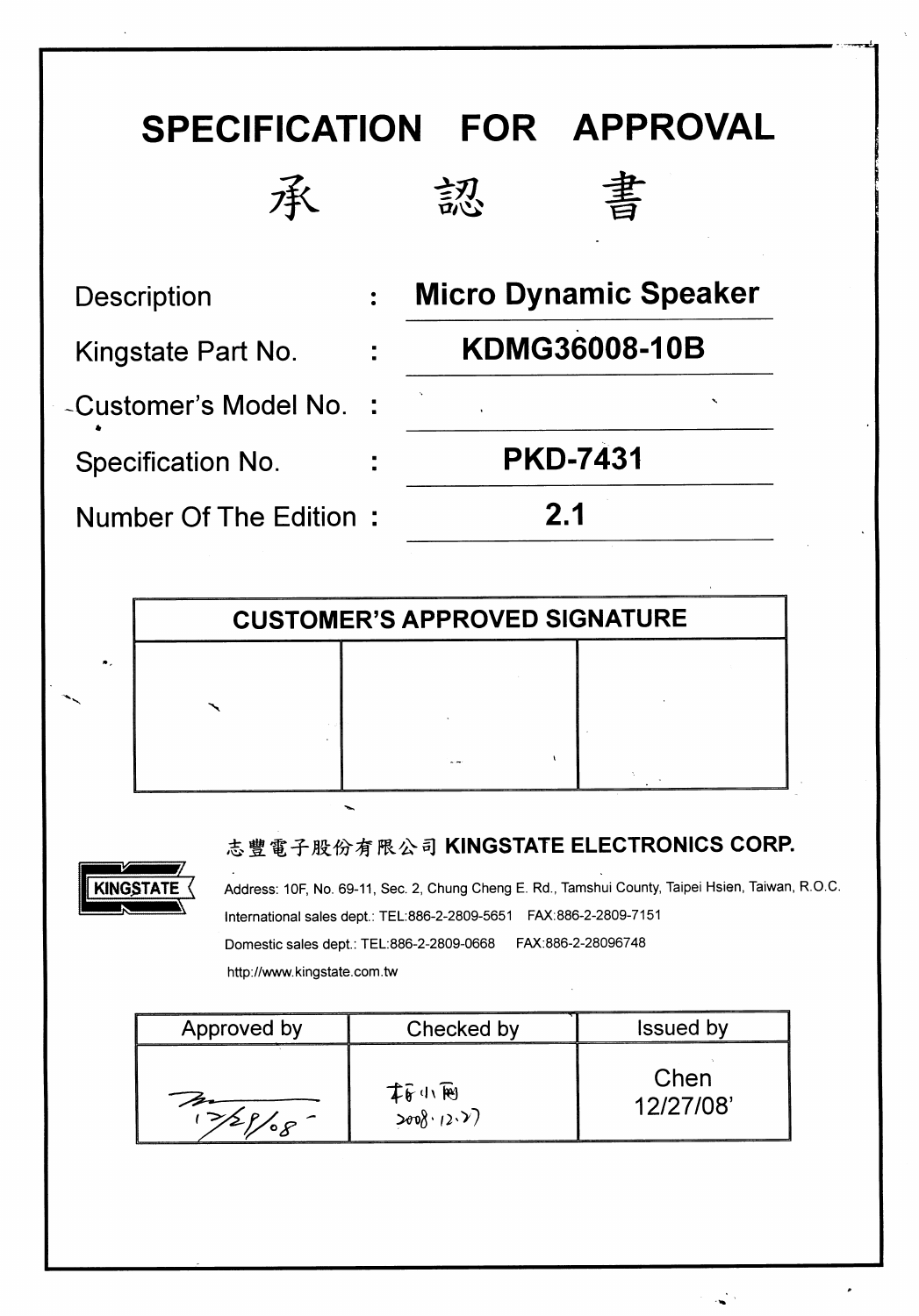# SPECIFICATION FOR APPROVAL

# 承 認 書

| | | |
|---|---|---|
| Description | : | **Micro Dynamic Speaker** |
| Kingstate Part No. | : | **KDMG36008-10B** |
| Customer's Model No. | : | |
| Specification No. | : | **PKD-7431** |
| Number Of The Edition | : | **2.1** |

| CUSTOMER'S APPROVED SIGNATURE | | |
|---|---|---|
| | | |

**志豐電子股份有限公司 KINGSTATE ELECTRONICS CORP.**

KINGSTATE

Address: 10F, No. 69-11, Sec. 2, Chung Cheng E. Rd., Tamshui County, Taipei Hsien, Taiwan, R.O.C.

International sales dept.: TEL:886-2-2809-5651 FAX:886-2-2809-7151

Domestic sales dept.: TEL:886-2-2809-0668 FAX:886-2-28096748

http://www.kingstate.com.tw

| Approved by | Checked by | Issued by |
|---|---|---|
| 12/28/08 | 2008.12.27 | Chen 12/27/08' |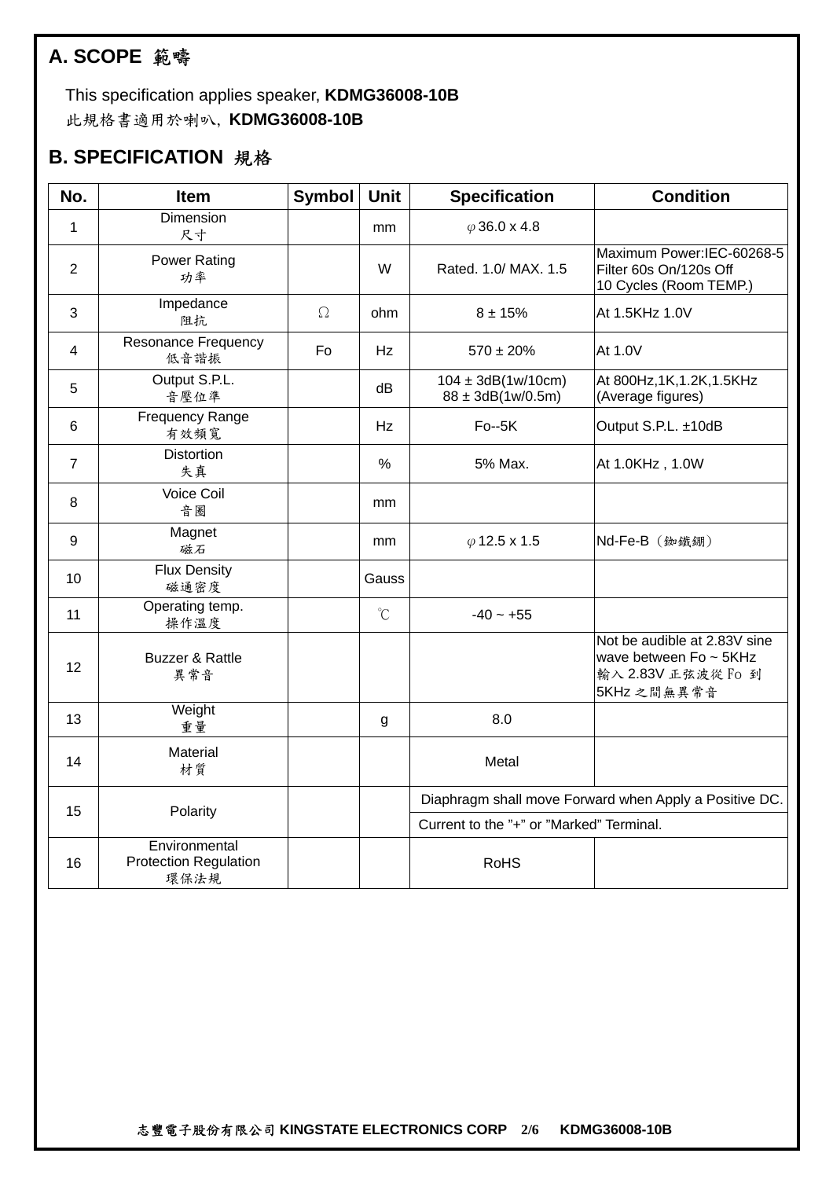## A. SCOPE 範疇

This specification applies speaker, **KDMG36008-10B**

此規格書適用於喇叭, **KDMG36008-10B**

## B. SPECIFICATION 規格

| No. | Item | Symbol | Unit | Specification | Condition |
|---|---|---|---|---|---|
| 1 | Dimension<br>尺寸 | | mm | φ36.0 x 4.8 | |
| 2 | Power Rating<br>功率 | | W | Rated. 1.0/ MAX. 1.5 | Maximum Power:IEC-60268-5 Filter 60s On/120s Off 10 Cycles (Room TEMP.) |
| 3 | Impedance<br>阻抗 | Ω | ohm | 8 ± 15% | At 1.5KHz 1.0V |
| 4 | Resonance Frequency<br>低音諧振 | Fo | Hz | 570 ± 20% | At 1.0V |
| 5 | Output S.P.L.<br>音壓位準 | | dB | 104 ± 3dB(1w/10cm)<br>88 ± 3dB(1w/0.5m) | At 800Hz,1K,1.2K,1.5KHz (Average figures) |
| 6 | Frequency Range<br>有效頻寬 | | Hz | Fo--5K | Output S.P.L. ±10dB |
| 7 | Distortion<br>失真 | | % | 5% Max. | At 1.0KHz , 1.0W |
| 8 | Voice Coil<br>音圈 | | mm | | |
| 9 | Magnet<br>磁石 | | mm | φ12.5 x 1.5 | Nd-Fe-B（釹鐵硼） |
| 10 | Flux Density<br>磁通密度 | | Gauss | | |
| 11 | Operating temp.<br>操作溫度 | | ℃ | -40 ~ +55 | |
| 12 | Buzzer & Rattle<br>異常音 | | | | Not be audible at 2.83V sine wave between Fo ~ 5KHz<br>輸入 2.83V 正弦波從 Fo 到 5KHz 之間無異常音 |
| 13 | Weight<br>重量 | | g | 8.0 | |
| 14 | Material<br>材質 | | | Metal | |
| 15 | Polarity | | | Diaphragm shall move Forward when Apply a Positive DC. Current to the "+" or "Marked" Terminal. | |
| 16 | Environmental Protection Regulation<br>環保法規 | | | RoHS | |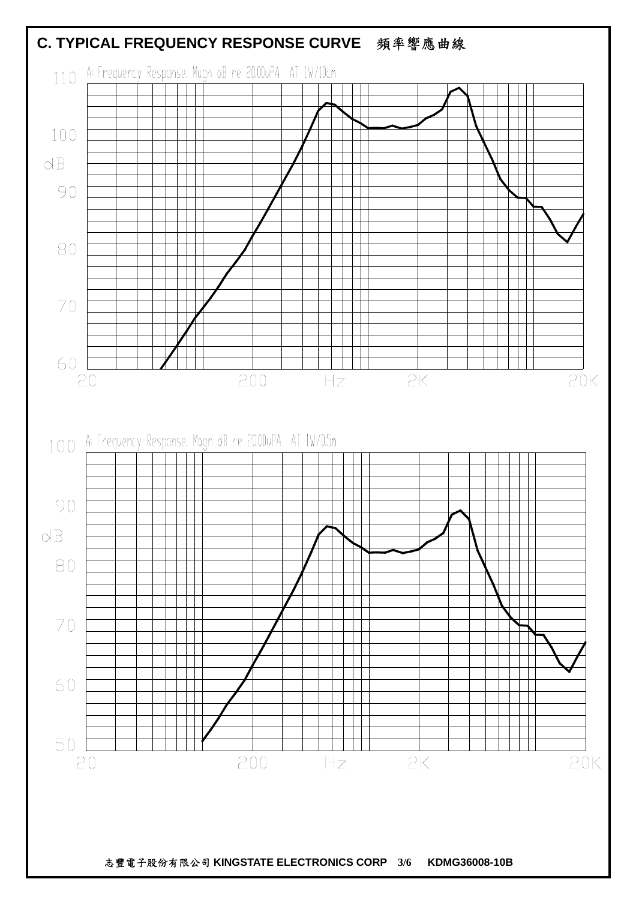## C. TYPICAL FREQUENCY RESPONSE CURVE 頻率響應曲線

A: Frequency Response, Magn dB re 20.00uPA AT 1W/10cm

110
100
dB
90
80
70
60

20 200 Hz 2K 20K

A: Frequency Response, Magn dB re 20.00uPA AT 1W/0.5m

100
90
dB
80
70
60
50

20 200 Hz 2K 20K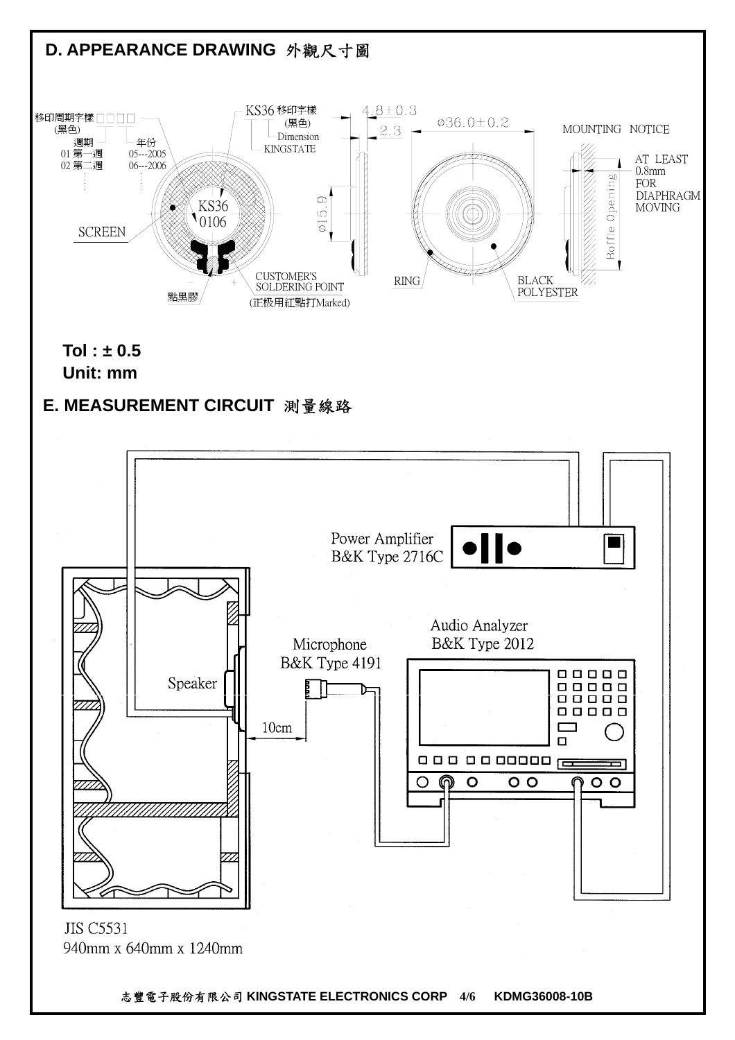## D. APPEARANCE DRAWING 外觀尺寸圖

移印周期字樣 □□□□ (黑色)
週期: 01 第一週, 02 第二週
年份: 05---2005, 06---2006

KS36 移印字樣 (黑色)
Dimension
KINGSTATE

KS36
0106

SCREEN

點黑膠

CUSTOMER'S SOLDERING POINT (正极用紅點打Marked)

4.8±0.3

2.3

ø15.9

ø36.0±0.2

RING

BLACK POLYESTER

MOUNTING NOTICE

AT LEAST 0.8mm FOR DIAPHRAGM MOVING

Boffle Opening

**Tol : ± 0.5**
**Unit: mm**

## E. MEASUREMENT CIRCUIT 測量線路

Power Amplifier B&K Type 2716C

Audio Analyzer B&K Type 2012

Microphone B&K Type 4191

Speaker

10cm

JIS C5531
940mm x 640mm x 1240mm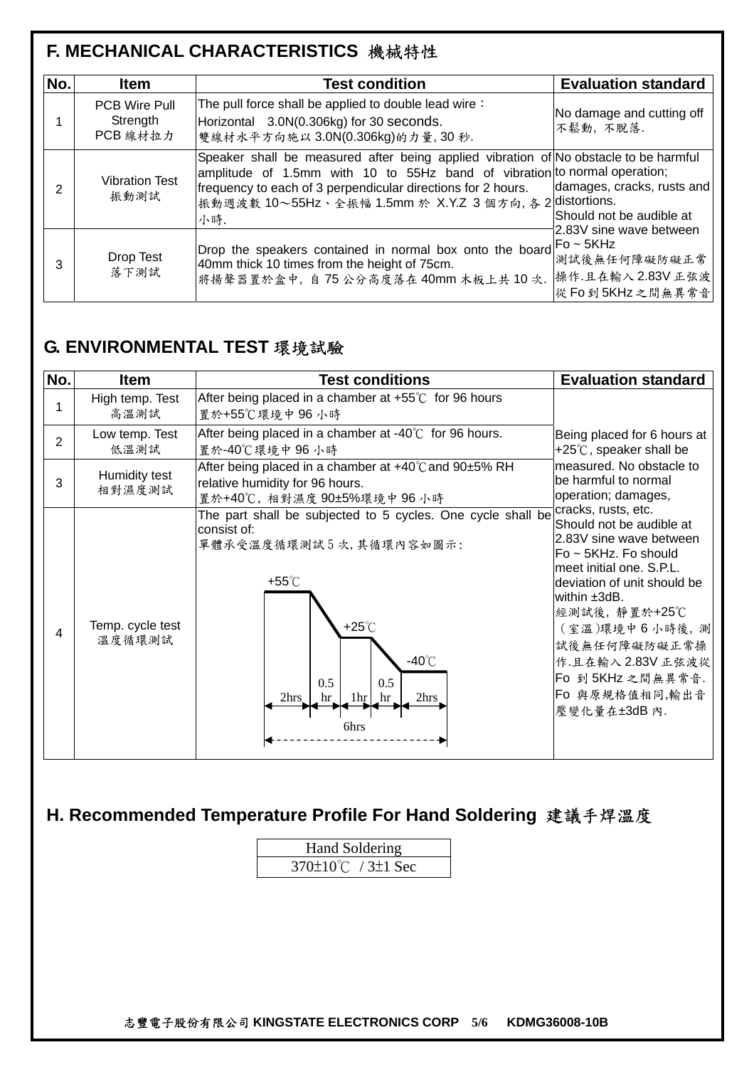## F. MECHANICAL CHARACTERISTICS 機械特性

| No. | Item | Test condition | Evaluation standard |
|---|---|---|---|
| 1 | PCB Wire Pull Strength<br>PCB 線材拉力 | The pull force shall be applied to double lead wire：<br>Horizontal 3.0N(0.306kg) for 30 seconds.<br>雙線材水平方向施以 3.0N(0.306kg)的力量, 30 秒. | No damage and cutting off<br>不鬆動，不脫落. |
| 2 | Vibration Test<br>振動測試 | Speaker shall be measured after being applied vibration of amplitude of 1.5mm with 10 to 55Hz band of vibration frequency to each of 3 perpendicular directions for 2 hours.<br>振動週波數 10～55Hz、全振幅 1.5mm 於 X.Y.Z 3 個方向, 各 2 小時. | No obstacle to be harmful to normal operation; damages, cracks, rusts and distortions.<br>Should not be audible at 2.83V sine wave between Fo ~ 5KHz<br>測試後無任何障礙防礙正常操作.且在輸入 2.83V 正弦波從 Fo 到 5KHz 之間無異常音 |
| 3 | Drop Test<br>落下測試 | Drop the speakers contained in normal box onto the board 40mm thick 10 times from the height of 75cm.<br>將揚聲器置於盒中，自 75 公分高度落在 40mm 木板上共 10 次. | |

## G. ENVIRONMENTAL TEST 環境試驗

| No. | Item | Test conditions | Evaluation standard |
|---|---|---|---|
| 1 | High temp. Test<br>高溫測試 | After being placed in a chamber at +55℃ for 96 hours<br>置於+55℃環境中 96 小時 | Being placed for 6 hours at +25℃, speaker shall be measured. No obstacle to be harmful to normal operation; damages, cracks, rusts, etc.<br>Should not be audible at 2.83V sine wave between Fo ~ 5KHz. Fo should meet initial one. S.P.L. deviation of unit should be within ±3dB.<br>經測試後，靜置於+25℃（室溫)環境中 6 小時後，測試後無任何障礙防礙正常操作.且在輸入 2.83V 正弦波從 Fo 到 5KHz 之間無異常音.<br>Fo 與原規格值相同,輸出音壓變化量在±3dB 內. |
| 2 | Low temp. Test<br>低溫測試 | After being placed in a chamber at -40℃ for 96 hours.<br>置於-40℃環境中 96 小時 | |
| 3 | Humidity test<br>相對濕度測試 | After being placed in a chamber at +40℃and 90±5% RH relative humidity for 96 hours.<br>置於+40℃，相對濕度 90±5%環境中 96 小時 | |
| 4 | Temp. cycle test<br>溫度循環測試 | The part shall be subjected to 5 cycles. One cycle shall be consist of:<br>單體承受溫度循環測試 5 次, 其循環內容如圖示:<br>+55℃ (2hrs) → 0.5 hr → +25℃ (1hr) → 0.5 hr → -40℃ (2hrs); total 6hrs | |

## H. Recommended Temperature Profile For Hand Soldering 建議手焊溫度

| Hand Soldering |
|---|
| 370±10℃ / 3±1 Sec |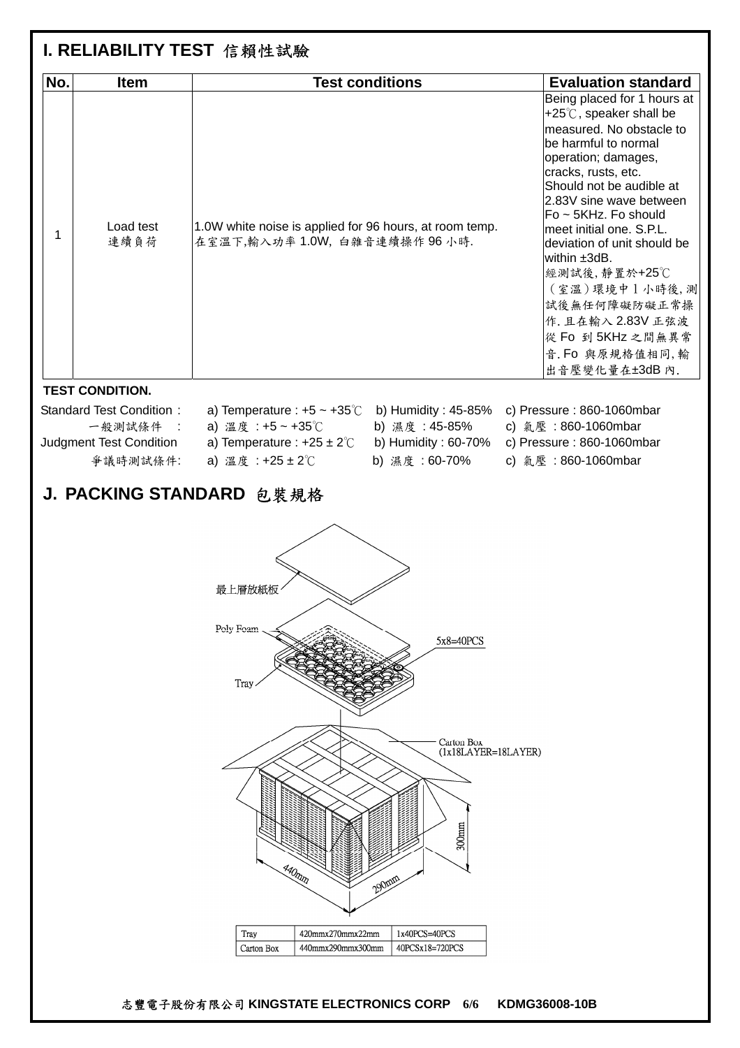## I. RELIABILITY TEST 信賴性試驗

| No. | Item | Test conditions | Evaluation standard |
|---|---|---|---|
| 1 | Load test 連續負荷 | 1.0W white noise is applied for 96 hours, at room temp. 在室溫下,輸入功率 1.0W, 白雜音連續操作 96 小時. | Being placed for 1 hours at +25℃, speaker shall be measured. No obstacle to be harmful to normal operation; damages, cracks, rusts, etc. Should not be audible at 2.83V sine wave between Fo ~ 5KHz. Fo should meet initial one. S.P.L. deviation of unit should be within ±3dB. 經測試後,靜置於+25℃(室溫)環境中 1 小時後,測試後無任何障礙防礙正常操作.且在輸入 2.83V 正弦波從 Fo 到 5KHz 之間無異常音.Fo 與原規格值相同,輸出音壓變化量在±3dB 內. |

**TEST CONDITION.**

| | | | |
|---|---|---|---|
| Standard Test Condition： | a) Temperature : +5 ~ +35℃ | b) Humidity : 45-85% | c) Pressure : 860-1060mbar |
| 一般測試條件 ： | a) 溫度 : +5 ~ +35℃ | b) 濕度 : 45-85% | c) 氣壓 : 860-1060mbar |
| Judgment Test Condition | a) Temperature : +25 ± 2℃ | b) Humidity : 60-70% | c) Pressure : 860-1060mbar |
| 爭議時測試條件: | a) 溫度 : +25 ± 2℃ | b) 濕度 : 60-70% | c) 氣壓 : 860-1060mbar |

## J. PACKING STANDARD 包裝規格

最上層放紙板

Poly Foam

5x8=40PCS

Tray

Carton Box
(1x18LAYER=18LAYER)

300mm

440mm

290mm

| | | |
|---|---|---|
| Tray | 420mmx270mmx22mm | 1x40PCS=40PCS |
| Carton Box | 440mmx290mmx300mm | 40PCSx18=720PCS |

志豐電子股份有限公司 KINGSTATE ELECTRONICS CORP KDMG36008-10B